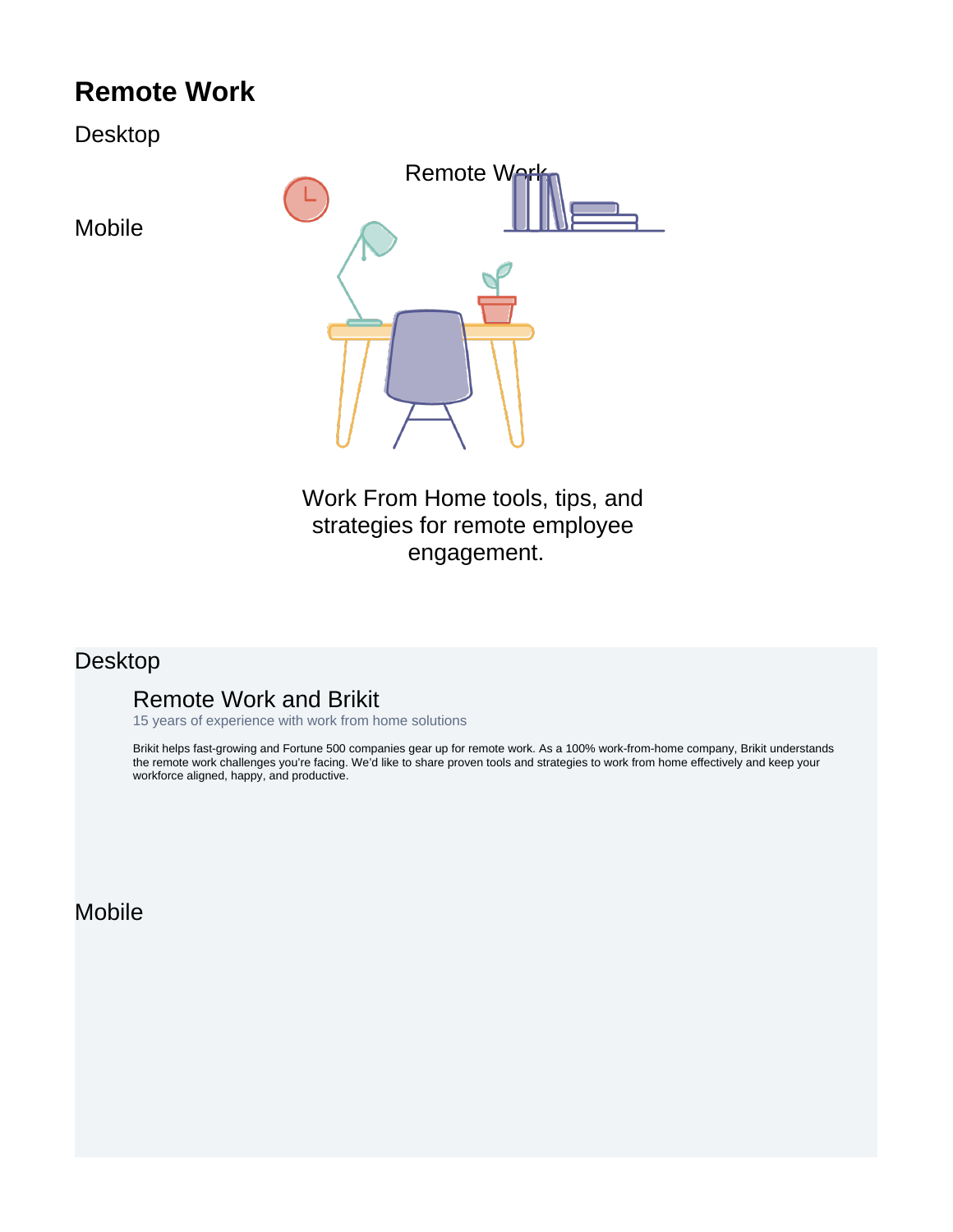# Remote Work

Desktop

Mobile

Remote Work

Work From Home tools, tips, and strategies for remote employee engagement.

Desktop

Remote Work and Brikit

15 years of experience with work from home solutions

Brikit helps fast-growing and Fortune 500 companies gear up for remote work. As a 100% work-from-home company, Brikit understands the remote work challenges you're facing. We'd like to share proven tools and strategies to work from home effectively and keep your workforce aligned, happy, and productive.

Mobile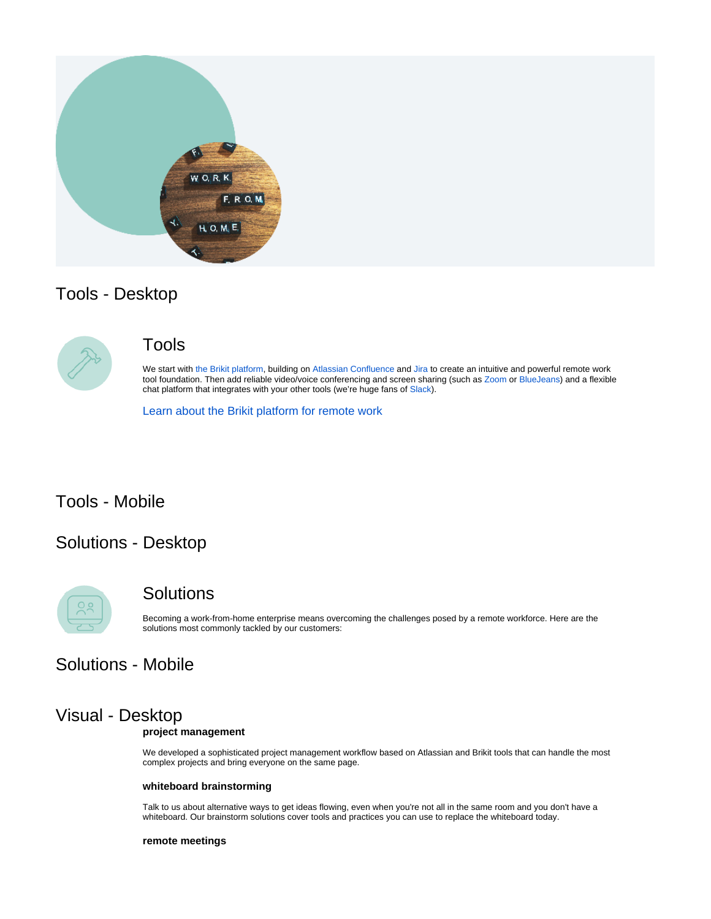## Tools - Desktop

### Tools

We start with the Brikit platform, building on Atlassian Confluence and Jira to create an intuitive and powerful remote work tool foundation. Then add reliable video/voice conferencing and screen sharing (such as Zoom or BlueJeans) and a flexible chat platform that integrates with your other tools (we're huge fans of Slack).

Learn about the Brikit platform for remote work

## Tools - Mobile

## Solutions - Desktop

### Solutions

Becoming a work-from-home enterprise means overcoming the challenges posed by a remote workforce. Here are the solutions most commonly tackled by our customers:

## Solutions - Mobile

## Visual - Desktop

**project management**

We developed a sophisticated project management workflow based on Atlassian and Brikit tools that can handle the most complex projects and bring everyone on the same page.

**whiteboard brainstorming**

Talk to us about alternative ways to get ideas flowing, even when you're not all in the same room and you don't have a whiteboard. Our brainstorm solutions cover tools and practices you can use to replace the whiteboard today.

**remote meetings**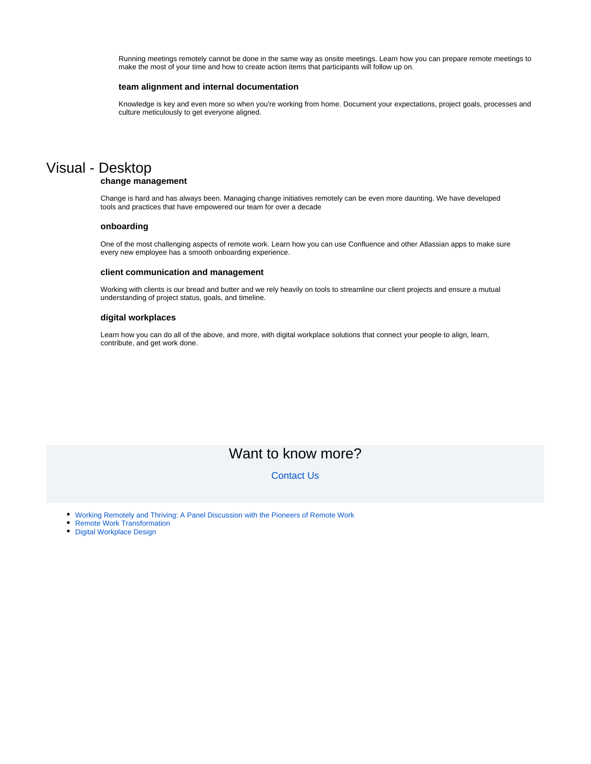Running meetings remotely cannot be done in the same way as onsite meetings. Learn how you can prepare remote meetings to make the most of your time and how to create action items that participants will follow up on.

### team alignment and internal documentation

Knowledge is key and even more so when you're working from home. Document your expectations, project goals, processes and culture meticulously to get everyone aligned.

# Visual - Desktop

### change management

Change is hard and has always been. Managing change initiatives remotely can be even more daunting. We have developed tools and practices that have empowered our team for over a decade

### onboarding

One of the most challenging aspects of remote work. Learn how you can use Confluence and other Atlassian apps to make sure every new employee has a smooth onboarding experience.

### client communication and management

Working with clients is our bread and butter and we rely heavily on tools to streamline our client projects and ensure a mutual understanding of project status, goals, and timeline.

### digital workplaces

Learn how you can do all of the above, and more, with digital workplace solutions that connect your people to align, learn, contribute, and get work done.

## Want to know more?

Contact Us

- Working Remotely and Thriving: A Panel Discussion with the Pioneers of Remote Work
- Remote Work Transformation
- Digital Workplace Design